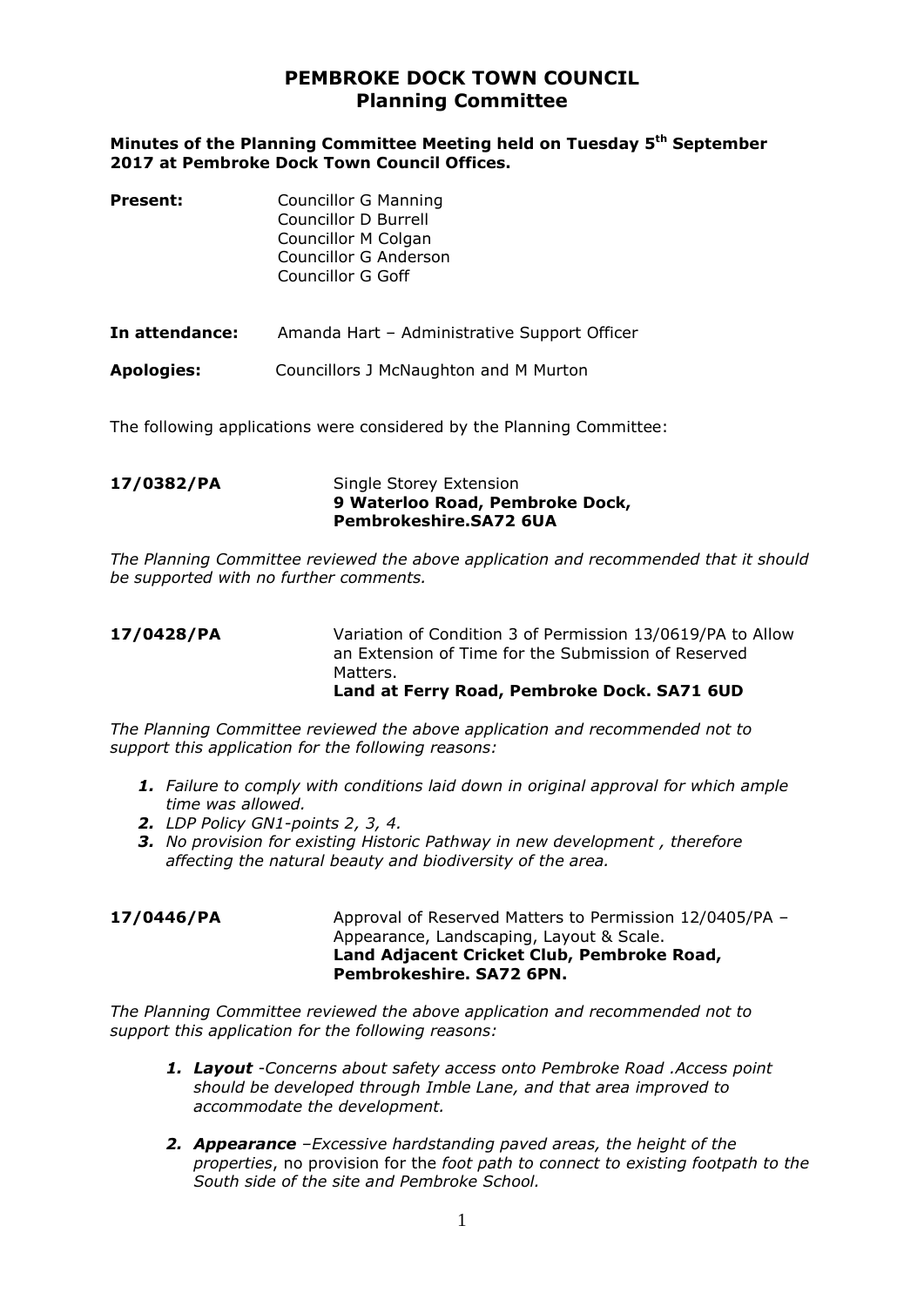# PEMBROKE DOCK TOWN COUNCIL
## Planning Committee

**Minutes of the Planning Committee Meeting held on Tuesday 5th September 2017 at Pembroke Dock Town Council Offices.**

**Present:** Councillor G Manning
Councillor D Burrell
Councillor M Colgan
Councillor G Anderson
Councillor G Goff

**In attendance:** Amanda Hart – Administrative Support Officer

**Apologies:** Councillors J McNaughton and M Murton

The following applications were considered by the Planning Committee:

**17/0382/PA** Single Storey Extension
**9 Waterloo Road, Pembroke Dock, Pembrokeshire.SA72 6UA**

*The Planning Committee reviewed the above application and recommended that it should be supported with no further comments.*

**17/0428/PA** Variation of Condition 3 of Permission 13/0619/PA to Allow an Extension of Time for the Submission of Reserved Matters.
**Land at Ferry Road, Pembroke Dock. SA71 6UD**

*The Planning Committee reviewed the above application and recommended not to support this application for the following reasons:*

1. *Failure to comply with conditions laid down in original approval for which ample time was allowed.*
2. *LDP Policy GN1-points 2, 3, 4.*
3. *No provision for existing Historic Pathway in new development , therefore affecting the natural beauty and biodiversity of the area.*

**17/0446/PA** Approval of Reserved Matters to Permission 12/0405/PA – Appearance, Landscaping, Layout & Scale.
**Land Adjacent Cricket Club, Pembroke Road, Pembrokeshire. SA72 6PN.**

*The Planning Committee reviewed the above application and recommended not to support this application for the following reasons:*

1. ***Layout** -Concerns about safety access onto Pembroke Road .Access point should be developed through Imble Lane, and that area improved to accommodate the development.*

2. ***Appearance** –Excessive hardstanding paved areas, the height of the properties*, no provision for the *foot path to connect to existing footpath to the South side of the site and Pembroke School.*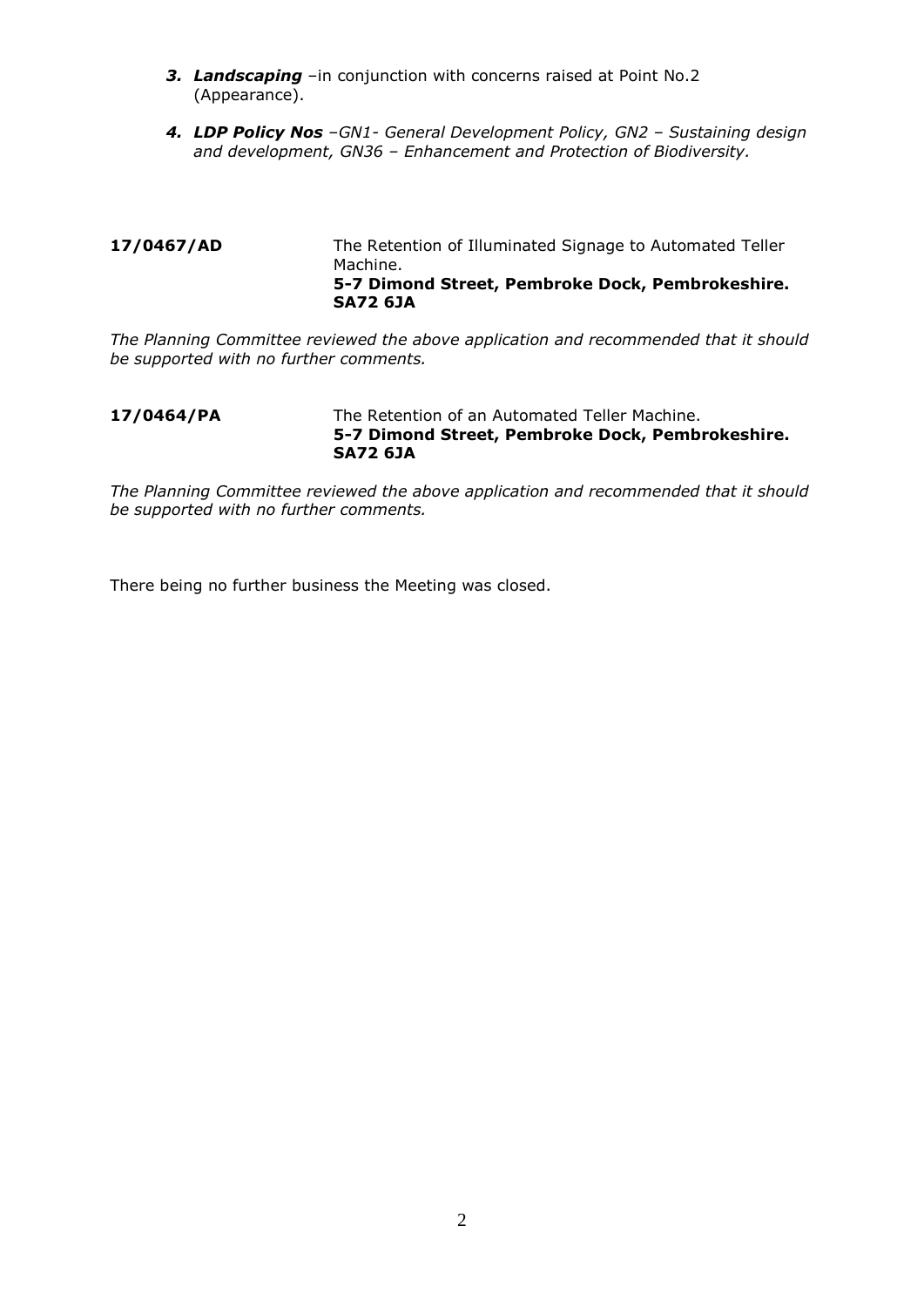3. ***Landscaping*** –in conjunction with concerns raised at Point No.2 (Appearance).

4. ***LDP Policy Nos*** *–GN1- General Development Policy, GN2 – Sustaining design and development, GN36 – Enhancement and Protection of Biodiversity.*

**17/0467/AD** The Retention of Illuminated Signage to Automated Teller Machine.
**5-7 Dimond Street, Pembroke Dock, Pembrokeshire. SA72 6JA**

*The Planning Committee reviewed the above application and recommended that it should be supported with no further comments.*

**17/0464/PA** The Retention of an Automated Teller Machine.
**5-7 Dimond Street, Pembroke Dock, Pembrokeshire. SA72 6JA**

*The Planning Committee reviewed the above application and recommended that it should be supported with no further comments.*

There being no further business the Meeting was closed.